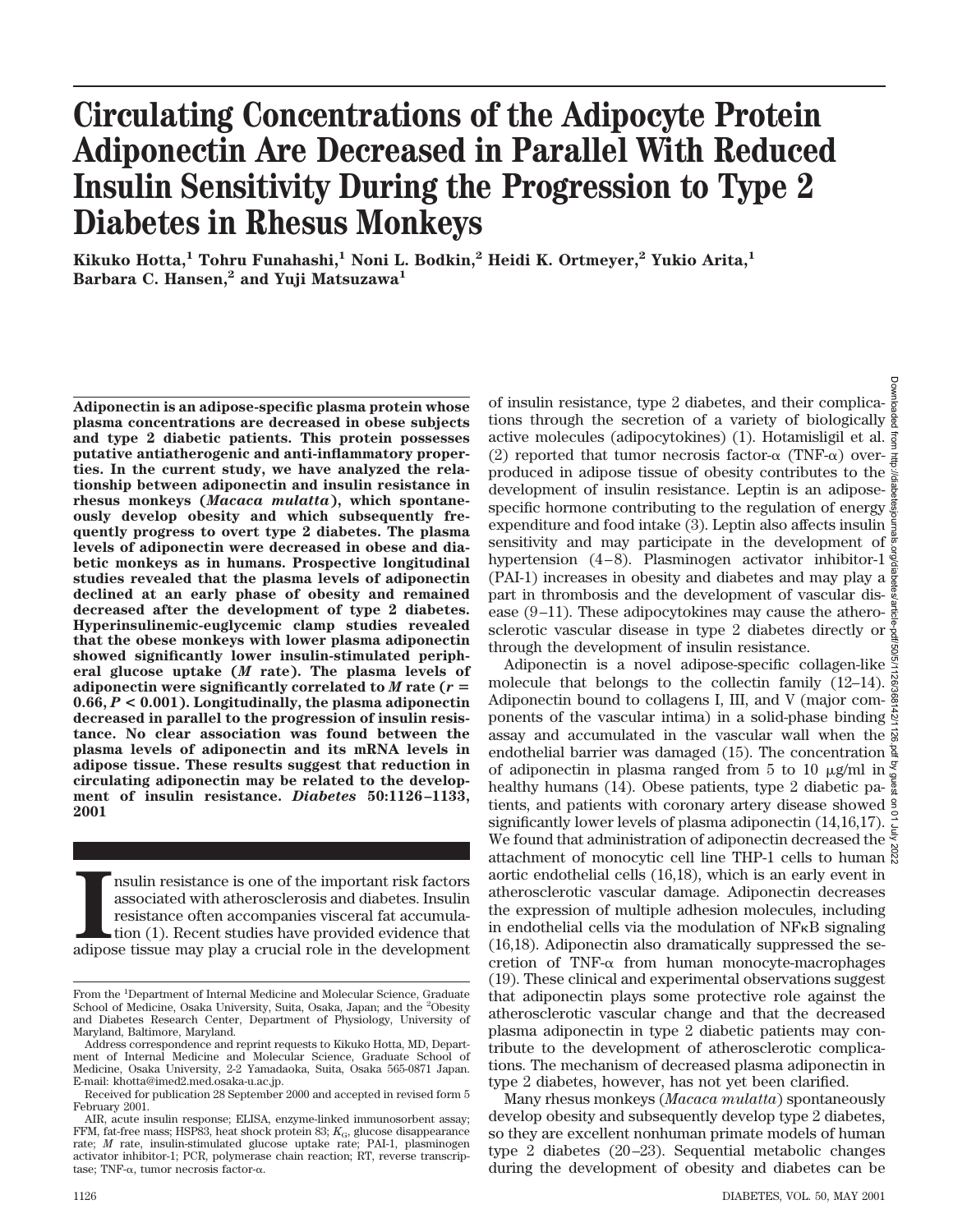# Circulating Concentrations of the Adipocyte Protein Adiponectin Are Decreased in Parallel With Reduced Insulin Sensitivity During the Progression to Type 2 Diabetes in Rhesus Monkeys

**Kikuko Hotta,[1] Tohru Funahashi,[1] Noni L. Bodkin,[2] Heidi K. Ortmeyer,[2] Yukio Arita,[1] Barbara C. Hansen,[2] and Yuji Matsuzawa[1]**

**Adiponectin is an adipose-specific plasma protein whose plasma concentrations are decreased in obese subjects and type 2 diabetic patients. This protein possesses putative antiatherogenic and anti-inflammatory properties. In the current study, we have analyzed the relationship between adiponectin and insulin resistance in rhesus monkeys (*Macaca mulatta*), which spontaneously develop obesity and which subsequently frequently progress to overt type 2 diabetes. The plasma levels of adiponectin were decreased in obese and diabetic monkeys as in humans. Prospective longitudinal studies revealed that the plasma levels of adiponectin declined at an early phase of obesity and remained decreased after the development of type 2 diabetes. Hyperinsulinemic-euglycemic clamp studies revealed that the obese monkeys with lower plasma adiponectin showed significantly lower insulin-stimulated peripheral glucose uptake (*M* rate). The plasma levels of adiponectin were significantly correlated to *M* rate ($r = 0.66$, $P < 0.001$). Longitudinally, the plasma adiponectin decreased in parallel to the progression of insulin resistance. No clear association was found between the plasma levels of adiponectin and its mRNA levels in adipose tissue. These results suggest that reduction in circulating adiponectin may be related to the development of insulin resistance. *Diabetes* 50:1126–1133, 2001**

Insulin resistance is one of the important risk factors associated with atherosclerosis and diabetes. Insulin resistance often accompanies visceral fat accumulation (1). Recent studies have provided evidence that adipose tissue may play a crucial role in the development of insulin resistance, type 2 diabetes, and their complications through the secretion of a variety of biologically active molecules (adipocytokines) (1). Hotamisligil et al. (2) reported that tumor necrosis factor-α (TNF-α) overproduced in adipose tissue of obesity contributes to the development of insulin resistance. Leptin is an adipose-specific hormone contributing to the regulation of energy expenditure and food intake (3). Leptin also affects insulin sensitivity and may participate in the development of hypertension (4–8). Plasminogen activator inhibitor-1 (PAI-1) increases in obesity and diabetes and may play a part in thrombosis and the development of vascular disease (9–11). These adipocytokines may cause the atherosclerotic vascular disease in type 2 diabetes directly or through the development of insulin resistance.

Adiponectin is a novel adipose-specific collagen-like molecule that belongs to the collectin family (12–14). Adiponectin bound to collagens I, III, and V (major components of the vascular intima) in a solid-phase binding assay and accumulated in the vascular wall when the endothelial barrier was damaged (15). The concentration of adiponectin in plasma ranged from 5 to 10 μg/ml in healthy humans (14). Obese patients, type 2 diabetic patients, and patients with coronary artery disease showed significantly lower levels of plasma adiponectin (14,16,17). We found that administration of adiponectin decreased the attachment of monocytic cell line THP-1 cells to human aortic endothelial cells (16,18), which is an early event in atherosclerotic vascular damage. Adiponectin decreases the expression of multiple adhesion molecules, including in endothelial cells via the modulation of NFκB signaling (16,18). Adiponectin also dramatically suppressed the secretion of TNF-α from human monocyte-macrophages (19). These clinical and experimental observations suggest that adiponectin plays some protective role against the atherosclerotic vascular change and that the decreased plasma adiponectin in type 2 diabetic patients may contribute to the development of atherosclerotic complications. The mechanism of decreased plasma adiponectin in type 2 diabetes, however, has not yet been clarified.

Many rhesus monkeys (*Macaca mulatta*) spontaneously develop obesity and subsequently develop type 2 diabetes, so they are excellent nonhuman primate models of human type 2 diabetes (20–23). Sequential metabolic changes during the development of obesity and diabetes can be

From the [1]Department of Internal Medicine and Molecular Science, Graduate School of Medicine, Osaka University, Suita, Osaka, Japan; and the [2]Obesity and Diabetes Research Center, Department of Physiology, University of Maryland, Baltimore, Maryland.

Address correspondence and reprint requests to Kikuko Hotta, MD, Department of Internal Medicine and Molecular Science, Graduate School of Medicine, Osaka University, 2-2 Yamadaoka, Suita, Osaka 565-0871 Japan. E-mail: khotta@imed2.med.osaka-u.ac.jp.

Received for publication 28 September 2000 and accepted in revised form 5 February 2001.

AIR, acute insulin response; ELISA, enzyme-linked immunosorbent assay; FFM, fat-free mass; HSP83, heat shock protein 83; $K_G$, glucose disappearance rate; *M* rate, insulin-stimulated glucose uptake rate; PAI-1, plasminogen activator inhibitor-1; PCR, polymerase chain reaction; RT, reverse transcriptase; TNF-α, tumor necrosis factor-α.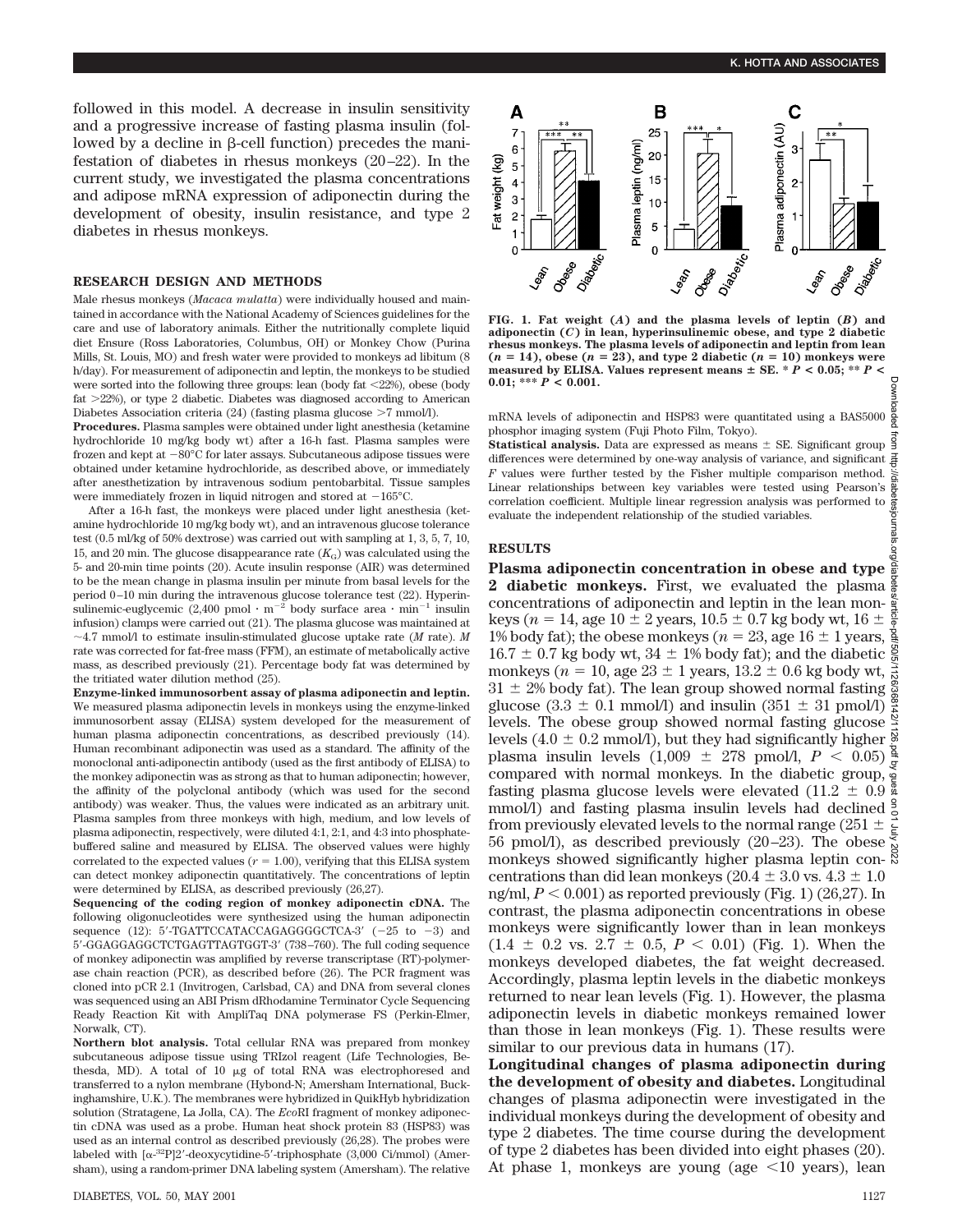followed in this model. A decrease in insulin sensitivity and a progressive increase of fasting plasma insulin (followed by a decline in β-cell function) precedes the manifestation of diabetes in rhesus monkeys (20–22). In the current study, we investigated the plasma concentrations and adipose mRNA expression of adiponectin during the development of obesity, insulin resistance, and type 2 diabetes in rhesus monkeys.

## RESEARCH DESIGN AND METHODS

Male rhesus monkeys (*Macaca mulatta*) were individually housed and maintained in accordance with the National Academy of Sciences guidelines for the care and use of laboratory animals. Either the nutritionally complete liquid diet Ensure (Ross Laboratories, Columbus, OH) or Monkey Chow (Purina Mills, St. Louis, MO) and fresh water were provided to monkeys ad libitum (8 h/day). For measurement of adiponectin and leptin, the monkeys to be studied were sorted into the following three groups: lean (body fat <22%), obese (body fat >22%), or type 2 diabetic. Diabetes was diagnosed according to American Diabetes Association criteria (24) (fasting plasma glucose >7 mmol/l).

**Procedures.** Plasma samples were obtained under light anesthesia (ketamine hydrochloride 10 mg/kg body wt) after a 16-h fast. Plasma samples were frozen and kept at −80°C for later assays. Subcutaneous adipose tissues were obtained under ketamine hydrochloride, as described above, or immediately after anesthetization by intravenous sodium pentobarbital. Tissue samples were immediately frozen in liquid nitrogen and stored at −165°C.

After a 16-h fast, the monkeys were placed under light anesthesia (ketamine hydrochloride 10 mg/kg body wt), and an intravenous glucose tolerance test (0.5 ml/kg of 50% dextrose) was carried out with sampling at 1, 3, 5, 7, 10, 15, and 20 min. The glucose disappearance rate ($K_G$) was calculated using the 5- and 20-min time points (20). Acute insulin response (AIR) was determined to be the mean change in plasma insulin per minute from basal levels for the period 0–10 min during the intravenous glucose tolerance test (22). Hyperinsulinemic-euglycemic (2,400 pmol · $m^{-2}$ body surface area · $min^{-1}$ insulin infusion) clamps were carried out (21). The plasma glucose was maintained at ~4.7 mmol/l to estimate insulin-stimulated glucose uptake rate (*M* rate). *M* rate was corrected for fat-free mass (FFM), an estimate of metabolically active mass, as described previously (21). Percentage body fat was determined by the tritiated water dilution method (25).

**Enzyme-linked immunosorbent assay of plasma adiponectin and leptin.** We measured plasma adiponectin levels in monkeys using the enzyme-linked immunosorbent assay (ELISA) system developed for the measurement of human plasma adiponectin concentrations, as described previously (14). Human recombinant adiponectin was used as a standard. The affinity of the monoclonal anti-adiponectin antibody (used as the first antibody of ELISA) to the monkey adiponectin was as strong as that to human adiponectin; however, the affinity of the polyclonal antibody (which was used for the second antibody) was weaker. Thus, the values were indicated as an arbitrary unit. Plasma samples from three monkeys with high, medium, and low levels of plasma adiponectin, respectively, were diluted 4:1, 2:1, and 4:3 into phosphate-buffered saline and measured by ELISA. The observed values were highly correlated to the expected values ($r = 1.00$), verifying that this ELISA system can detect monkey adiponectin quantitatively. The concentrations of leptin were determined by ELISA, as described previously (26,27).

**Sequencing of the coding region of monkey adiponectin cDNA.** The following oligonucleotides were synthesized using the human adiponectin sequence (12): 5′-TGATTCCATACCAGAGGGGCTCA-3′ (−25 to −3) and 5′-GGAGGAGGCTCTGAGTTAGTGGT-3′ (738–760). The full coding sequence of monkey adiponectin was amplified by reverse transcriptase (RT)-polymerase chain reaction (PCR), as described before (26). The PCR fragment was cloned into pCR 2.1 (Invitrogen, Carlsbad, CA) and DNA from several clones was sequenced using an ABI Prism dRhodamine Terminator Cycle Sequencing Ready Reaction Kit with AmpliTaq DNA polymerase FS (Perkin-Elmer, Norwalk, CT).

**Northern blot analysis.** Total cellular RNA was prepared from monkey subcutaneous adipose tissue using TRIzol reagent (Life Technologies, Bethesda, MD). A total of 10 μg of total RNA was electrophoresed and transferred to a nylon membrane (Hybond-N; Amersham International, Buckinghamshire, U.K.). The membranes were hybridized in QuikHyb hybridization solution (Stratagene, La Jolla, CA). The *Eco*RI fragment of monkey adiponectin cDNA was used as a probe. Human heat shock protein 83 (HSP83) was used as an internal control as described previously (26,28). The probes were labeled with [$\alpha$-$^{32}$P]2′-deoxycytidine-5′-triphosphate (3,000 Ci/mmol) (Amersham), using a random-primer DNA labeling system (Amersham). The relative

**FIG. 1. Fat weight (*A*) and the plasma levels of leptin (*B*) and adiponectin (*C*) in lean, hyperinsulinemic obese, and type 2 diabetic rhesus monkeys. The plasma levels of adiponectin and leptin from lean ($n = 14$), obese ($n = 23$), and type 2 diabetic ($n = 10$) monkeys were measured by ELISA. Values represent means ± SE. * $P < 0.05$; ** $P < 0.01$; *** $P < 0.001$.**

mRNA levels of adiponectin and HSP83 were quantitated using a BAS5000 phosphor imaging system (Fuji Photo Film, Tokyo).

**Statistical analysis.** Data are expressed as means ± SE. Significant group differences were determined by one-way analysis of variance, and significant *F* values were further tested by the Fisher multiple comparison method. Linear relationships between key variables were tested using Pearson's correlation coefficient. Multiple linear regression analysis was performed to evaluate the independent relationship of the studied variables.

## RESULTS

**Plasma adiponectin concentration in obese and type 2 diabetic monkeys.** First, we evaluated the plasma concentrations of adiponectin and leptin in the lean monkeys ($n = 14$, age 10 ± 2 years, 10.5 ± 0.7 kg body wt, 16 ± 1% body fat); the obese monkeys ($n = 23$, age 16 ± 1 years, 16.7 ± 0.7 kg body wt, 34 ± 1% body fat); and the diabetic monkeys ($n = 10$, age 23 ± 1 years, 13.2 ± 0.6 kg body wt, 31 ± 2% body fat). The lean group showed normal fasting glucose (3.3 ± 0.1 mmol/l) and insulin (351 ± 31 pmol/l) levels. The obese group showed normal fasting glucose levels (4.0 ± 0.2 mmol/l), but they had significantly higher plasma insulin levels (1,009 ± 278 pmol/l, $P < 0.05$) compared with normal monkeys. In the diabetic group, fasting plasma glucose levels were elevated (11.2 ± 0.9 mmol/l) and fasting plasma insulin levels had declined from previously elevated levels to the normal range (251 ± 56 pmol/l), as described previously (20–23). The obese monkeys showed significantly higher plasma leptin concentrations than did lean monkeys (20.4 ± 3.0 vs. 4.3 ± 1.0 ng/ml, $P < 0.001$) as reported previously (Fig. 1) (26,27). In contrast, the plasma adiponectin concentrations in obese monkeys were significantly lower than in lean monkeys (1.4 ± 0.2 vs. 2.7 ± 0.5, $P < 0.01$) (Fig. 1). When the monkeys developed diabetes, the fat weight decreased. Accordingly, plasma leptin levels in the diabetic monkeys returned to near lean levels (Fig. 1). However, the plasma adiponectin levels in diabetic monkeys remained lower than those in lean monkeys (Fig. 1). These results were similar to our previous data in humans (17).

**Longitudinal changes of plasma adiponectin during the development of obesity and diabetes.** Longitudinal changes of plasma adiponectin were investigated in the individual monkeys during the development of obesity and type 2 diabetes. The time course during the development of type 2 diabetes has been divided into eight phases (20). At phase 1, monkeys are young (age <10 years), lean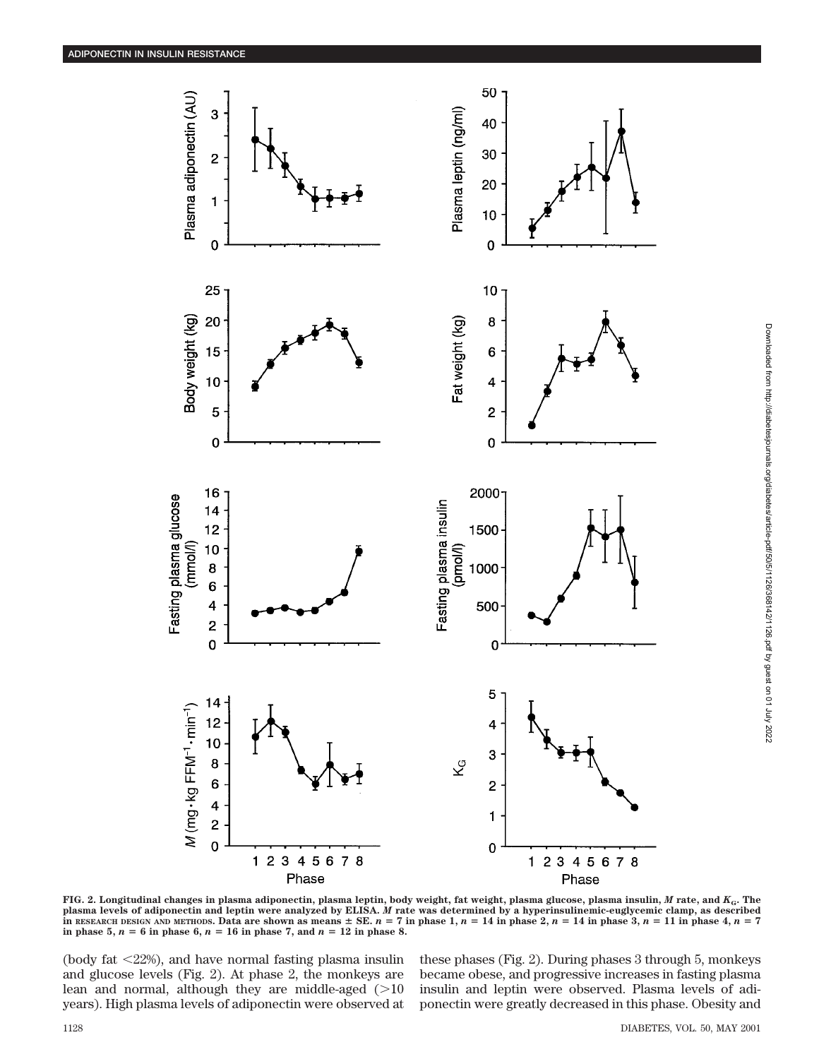**FIG. 2. Longitudinal changes in plasma adiponectin, plasma leptin, body weight, fat weight, plasma glucose, plasma insulin, $M$ rate, and $K_G$. The plasma levels of adiponectin and leptin were analyzed by ELISA. $M$ rate was determined by a hyperinsulinemic-euglycemic clamp, as described in RESEARCH DESIGN AND METHODS. Data are shown as means ± SE. $n = 7$ in phase 1, $n = 14$ in phase 2, $n = 14$ in phase 3, $n = 11$ in phase 4, $n = 7$ in phase 5, $n = 6$ in phase 6, $n = 16$ in phase 7, and $n = 12$ in phase 8.**

(body fat <22%), and have normal fasting plasma insulin and glucose levels (Fig. 2). At phase 2, the monkeys are lean and normal, although they are middle-aged (>10 years). High plasma levels of adiponectin were observed at these phases (Fig. 2). During phases 3 through 5, monkeys became obese, and progressive increases in fasting plasma insulin and leptin were observed. Plasma levels of adiponectin were greatly decreased in this phase. Obesity and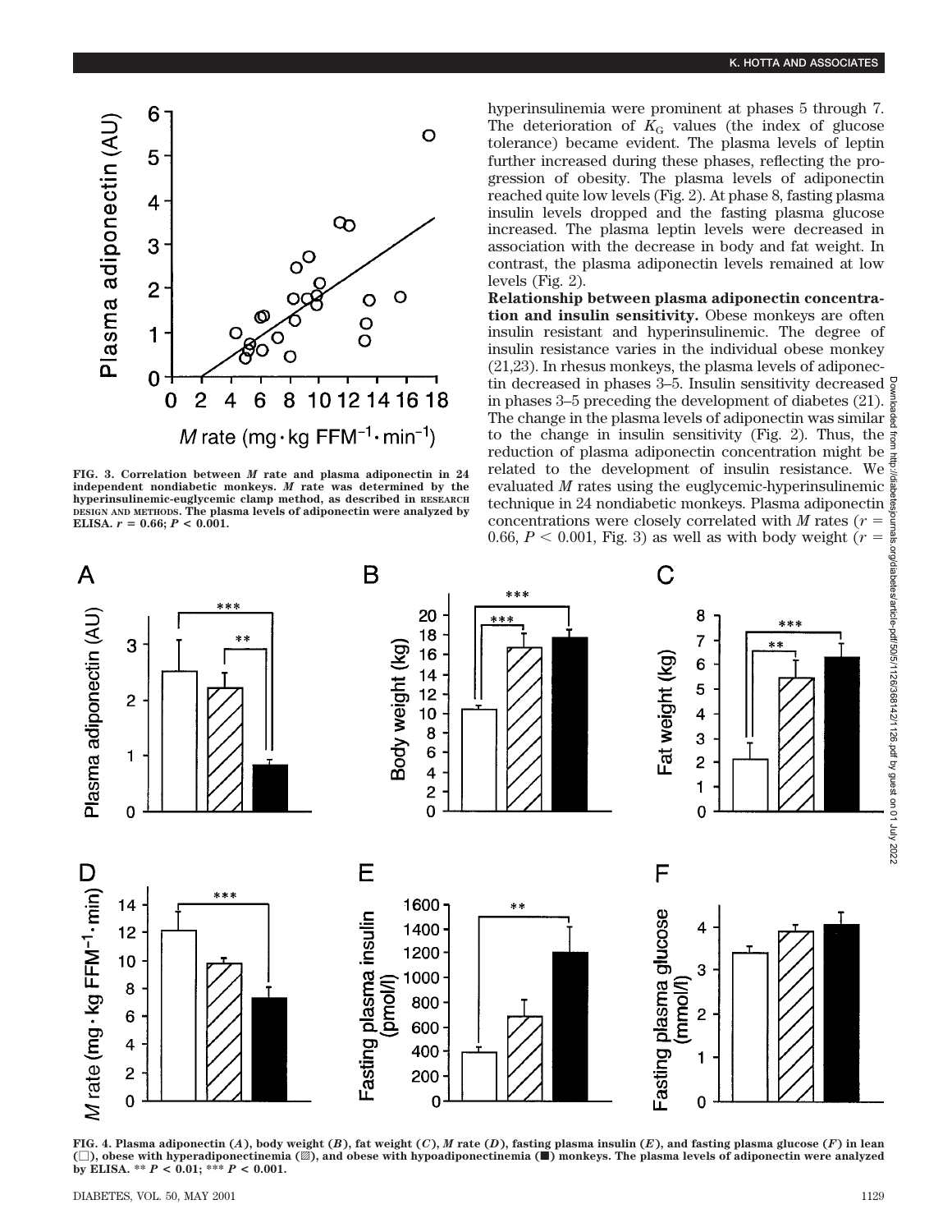hyperinsulinemia were prominent at phases 5 through 7. The deterioration of $K_G$ values (the index of glucose tolerance) became evident. The plasma levels of leptin further increased during these phases, reflecting the progression of obesity. The plasma levels of adiponectin reached quite low levels (Fig. 2). At phase 8, fasting plasma insulin levels dropped and the fasting plasma glucose increased. The plasma leptin levels were decreased in association with the decrease in body and fat weight. In contrast, the plasma adiponectin levels remained at low levels (Fig. 2).

**Relationship between plasma adiponectin concentration and insulin sensitivity.** Obese monkeys are often insulin resistant and hyperinsulinemic. The degree of insulin resistance varies in the individual obese monkey (21,23). In rhesus monkeys, the plasma levels of adiponectin decreased in phases 3–5. Insulin sensitivity decreased in phases 3–5 preceding the development of diabetes (21). The change in the plasma levels of adiponectin was similar to the change in insulin sensitivity (Fig. 2). Thus, the reduction of plasma adiponectin concentration might be related to the development of insulin resistance. We evaluated $M$ rates using the euglycemic-hyperinsulinemic technique in 24 nondiabetic monkeys. Plasma adiponectin concentrations were closely correlated with $M$ rates ($r = 0.66$, $P < 0.001$, Fig. 3) as well as with body weight ($r =$

**FIG. 3. Correlation between $M$ rate and plasma adiponectin in 24 independent nondiabetic monkeys. $M$ rate was determined by the hyperinsulinemic-euglycemic clamp method, as described in RESEARCH DESIGN AND METHODS. The plasma levels of adiponectin were analyzed by ELISA. $r = 0.66$; $P < 0.001$.**

**FIG. 4. Plasma adiponectin (*A*), body weight (*B*), fat weight (*C*), $M$ rate (*D*), fasting plasma insulin (*E*), and fasting plasma glucose (*F*) in lean (□), obese with hyperadiponectinemia (▨), and obese with hypoadiponectinemia (■) monkeys. The plasma levels of adiponectin were analyzed by ELISA. \*\* $P < 0.01$; \*\*\* $P < 0.001$.**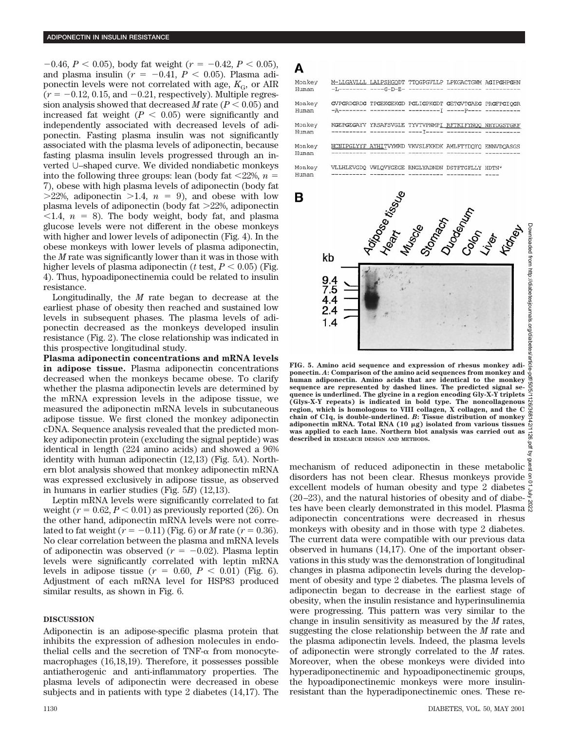−0.46, $P < 0.05$), body fat weight ($r = -0.42$, $P < 0.05$), and plasma insulin ($r = -0.41$, $P < 0.05$). Plasma adiponectin levels were not correlated with age, $K_G$, or AIR ($r = -0.12$, 0.15, and −0.21, respectively). Multiple regression analysis showed that decreased *M* rate ($P < 0.05$) and increased fat weight ($P < 0.05$) were significantly and independently associated with decreased levels of adiponectin. Fasting plasma insulin was not significantly associated with the plasma levels of adiponectin, because fasting plasma insulin levels progressed through an inverted ∪–shaped curve. We divided nondiabetic monkeys into the following three groups: lean (body fat <22%, $n = 7$), obese with high plasma levels of adiponectin (body fat >22%, adiponectin >1.4, $n = 9$), and obese with low plasma levels of adiponectin (body fat >22%, adiponectin <1.4, $n = 8$). The body weight, body fat, and plasma glucose levels were not different in the obese monkeys with higher and lower levels of adiponectin (Fig. 4). In the obese monkeys with lower levels of plasma adiponectin, the *M* rate was significantly lower than it was in those with higher levels of plasma adiponectin (*t* test, $P < 0.05$) (Fig. 4). Thus, hypoadiponectinemia could be related to insulin resistance.

Longitudinally, the *M* rate began to decrease at the earliest phase of obesity then reached and sustained low levels in subsequent phases. The plasma levels of adiponectin decreased as the monkeys developed insulin resistance (Fig. 2). The close relationship was indicated in this prospective longitudinal study.

**Plasma adiponectin concentrations and mRNA levels in adipose tissue.** Plasma adiponectin concentrations decreased when the monkeys became obese. To clarify whether the plasma adiponectin levels are determined by the mRNA expression levels in the adipose tissue, we measured the adiponectin mRNA levels in subcutaneous adipose tissue. We first cloned the monkey adiponectin cDNA. Sequence analysis revealed that the predicted monkey adiponectin protein (excluding the signal peptide) was identical in length (224 amino acids) and showed a 96% identity with human adiponectin (12,13) (Fig. 5*A*). Northern blot analysis showed that monkey adiponectin mRNA was expressed exclusively in adipose tissue, as observed in humans in earlier studies (Fig. 5*B*) (12,13).

Leptin mRNA levels were significantly correlated to fat weight ($r = 0.62$, $P < 0.01$) as previously reported (26). On the other hand, adiponectin mRNA levels were not correlated to fat weight ($r = -0.11$) (Fig. 6) or *M* rate ($r = 0.36$). No clear correlation between the plasma and mRNA levels of adiponectin was observed ($r = -0.02$). Plasma leptin levels were significantly correlated with leptin mRNA levels in adipose tissue ($r = 0.60$, $P < 0.01$) (Fig. 6). Adjustment of each mRNA level for HSP83 produced similar results, as shown in Fig. 6.

**A**

```
Monkey  M-LLGAVLLL LALPSHGQDT TTQGPGVLLP LPKGACTGWM AGIPGHPGHN
Human   -L-------- ----G-D-E- ---------- ---------- ----------

Monkey  GVPGRDGRDG TPGEKGEKGD PGLIGPKGDT GETGVTGAEG PRGFPGIQGR
Human   -A-------- ---------- ---------I -----P---- ----------

Monkey  KGEPGEGAYV YRSAFSVGLE TYVTVPNMPI RFTKIFYNQQ NHYDGSTGKF
Human   ---------- ---------- ----I----- ---------- ----------

Monkey  HCNIPGLYYF AYHITVYMKD VKVSLFKKDK AMLFTYDQYQ ENNVDQASGS
Human   ---------- ---------- ---------- ---------- ----------

Monkey  VLLHLEVGDQ VWLQVYGEGE RNGLYADNDN DSTFTGFLLY HDTN*
Human   ---------- ---------- ---------- ---------- ----
```

**B**

Adipose tissue, Heart, Muscle, Stomach, Duodenum, Colon, Liver, Kidney

kb: 9.4, 7.5, 4.4, 2.4, 1.4

**FIG. 5. Amino acid sequence and expression of rhesus monkey adiponectin.** ***A*****: Comparison of the amino acid sequences from monkey and human adiponectin. Amino acids that are identical to the monkey sequence are represented by dashed lines. The predicted signal sequence is underlined. The glycine in a region encoding Gly-X-Y triplets (Glys-X-Y repeats) is indicated in bold type. The noncollagenous region, which is homologous to VIII collagen, X collagen, and the C chain of C1q, is double-underlined.** ***B*****: Tissue distribution of monkey adiponectin mRNA. Total RNA (10 µg) isolated from various tissues was applied to each lane. Northern blot analysis was carried out as described in RESEARCH DESIGN AND METHODS.**

## DISCUSSION

Adiponectin is an adipose-specific plasma protein that inhibits the expression of adhesion molecules in endothelial cells and the secretion of TNF-α from monocyte-macrophages (16,18,19). Therefore, it possesses possible antiatherogenic and anti-inflammatory properties. The plasma levels of adiponectin were decreased in obese subjects and in patients with type 2 diabetes (14,17). The mechanism of reduced adiponectin in these metabolic disorders has not been clear. Rhesus monkeys provide excellent models of human obesity and type 2 diabetes (20–23), and the natural histories of obesity and of diabetes have been clearly demonstrated in this model. Plasma adiponectin concentrations were decreased in rhesus monkeys with obesity and in those with type 2 diabetes. The current data were compatible with our previous data observed in humans (14,17). One of the important observations in this study was the demonstration of longitudinal changes in plasma adiponectin levels during the development of obesity and type 2 diabetes. The plasma levels of adiponectin began to decrease in the earliest stage of obesity, when the insulin resistance and hyperinsulinemia were progressing. This pattern was very similar to the change in insulin sensitivity as measured by the *M* rates, suggesting the close relationship between the *M* rate and the plasma adiponectin levels. Indeed, the plasma levels of adiponectin were strongly correlated to the *M* rates. Moreover, when the obese monkeys were divided into hyperadiponectinemic and hypoadiponectinemic groups, the hypoadiponectinemic monkeys were more insulin-resistant than the hyperadiponectinemic ones. These re-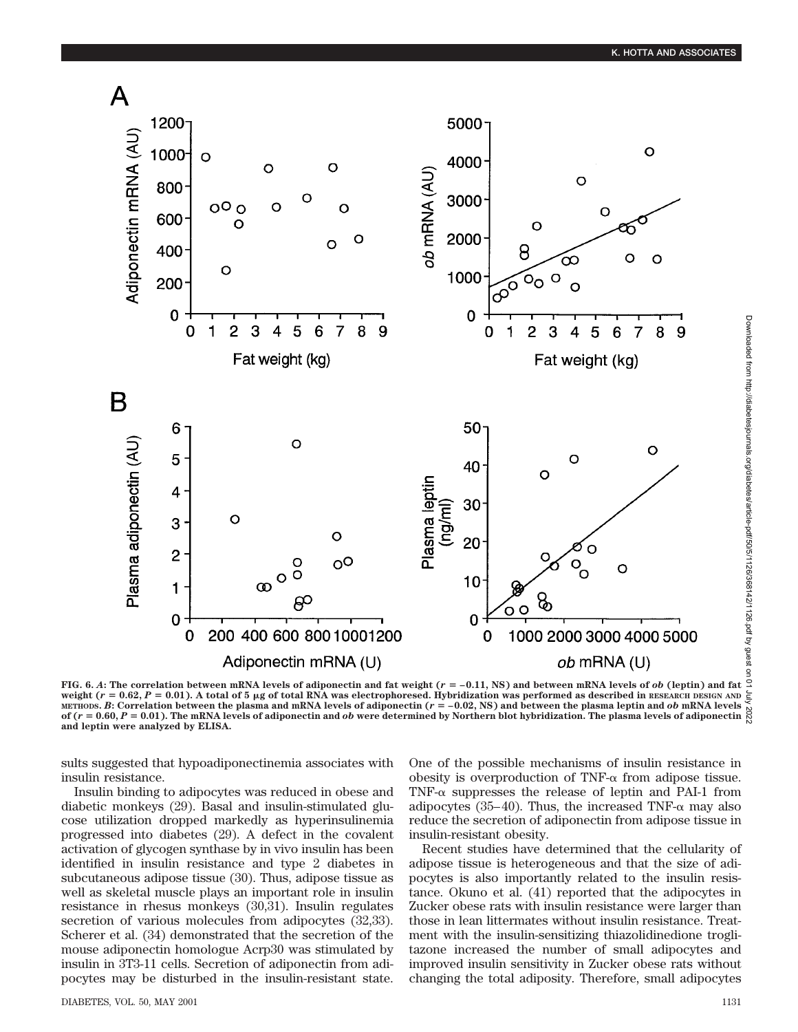FIG. 6. *A*: The correlation between mRNA levels of adiponectin and fat weight ($r = -0.11$, NS) and between mRNA levels of *ob* (leptin) and fat weight ($r = 0.62$, $P = 0.01$). A total of 5 μg of total RNA was electrophoresed. Hybridization was performed as described in RESEARCH DESIGN AND METHODS. *B*: Correlation between the plasma and mRNA levels of adiponectin ($r = -0.02$, NS) and between the plasma leptin and *ob* mRNA levels of ($r = 0.60$, $P = 0.01$). The mRNA levels of adiponectin and *ob* were determined by Northern blot hybridization. The plasma levels of adiponectin and leptin were analyzed by ELISA.

sults suggested that hypoadiponectinemia associates with insulin resistance.

Insulin binding to adipocytes was reduced in obese and diabetic monkeys (29). Basal and insulin-stimulated glucose utilization dropped markedly as hyperinsulinemia progressed into diabetes (29). A defect in the covalent activation of glycogen synthase by in vivo insulin has been identified in insulin resistance and type 2 diabetes in subcutaneous adipose tissue (30). Thus, adipose tissue as well as skeletal muscle plays an important role in insulin resistance in rhesus monkeys (30,31). Insulin regulates secretion of various molecules from adipocytes (32,33). Scherer et al. (34) demonstrated that the secretion of the mouse adiponectin homologue Acrp30 was stimulated by insulin in 3T3-11 cells. Secretion of adiponectin from adipocytes may be disturbed in the insulin-resistant state. One of the possible mechanisms of insulin resistance in obesity is overproduction of TNF-α from adipose tissue. TNF-α suppresses the release of leptin and PAI-1 from adipocytes (35–40). Thus, the increased TNF-α may also reduce the secretion of adiponectin from adipose tissue in insulin-resistant obesity.

Recent studies have determined that the cellularity of adipose tissue is heterogeneous and that the size of adipocytes is also importantly related to the insulin resistance. Okuno et al. (41) reported that the adipocytes in Zucker obese rats with insulin resistance were larger than those in lean littermates without insulin resistance. Treatment with the insulin-sensitizing thiazolidinedione troglitazone increased the number of small adipocytes and improved insulin sensitivity in Zucker obese rats without changing the total adiposity. Therefore, small adipocytes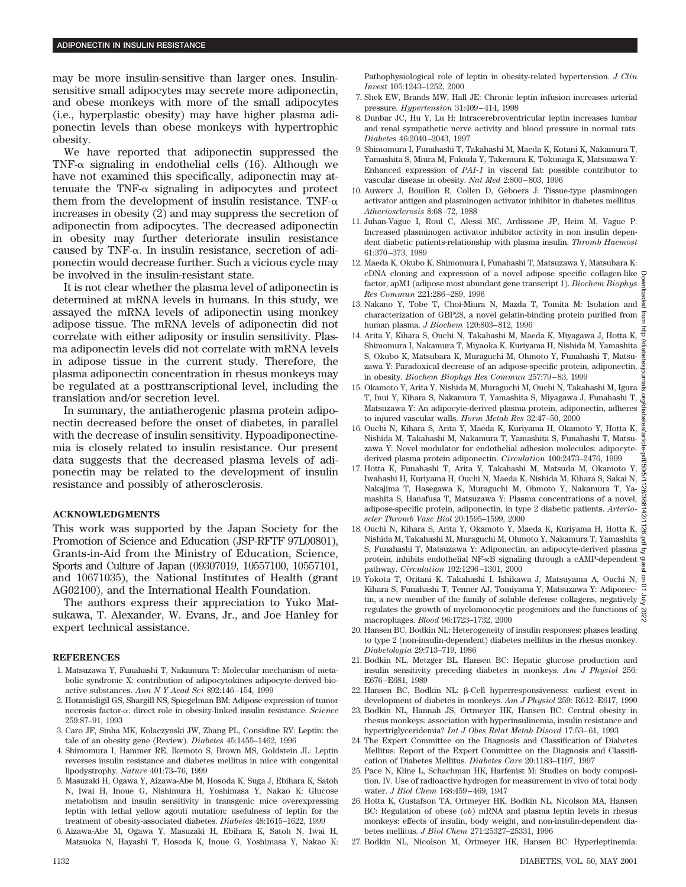may be more insulin-sensitive than larger ones. Insulin-sensitive small adipocytes may secrete more adiponectin, and obese monkeys with more of the small adipocytes (i.e., hyperplastic obesity) may have higher plasma adiponectin levels than obese monkeys with hypertrophic obesity.

We have reported that adiponectin suppressed the TNF-α signaling in endothelial cells (16). Although we have not examined this specifically, adiponectin may attenuate the TNF-α signaling in adipocytes and protect them from the development of insulin resistance. TNF-α increases in obesity (2) and may suppress the secretion of adiponectin from adipocytes. The decreased adiponectin in obesity may further deteriorate insulin resistance caused by TNF-α. In insulin resistance, secretion of adiponectin would decrease further. Such a vicious cycle may be involved in the insulin-resistant state.

It is not clear whether the plasma level of adiponectin is determined at mRNA levels in humans. In this study, we assayed the mRNA levels of adiponectin using monkey adipose tissue. The mRNA levels of adiponectin did not correlate with either adiposity or insulin sensitivity. Plasma adiponectin levels did not correlate with mRNA levels in adipose tissue in the current study. Therefore, the plasma adiponectin concentration in rhesus monkeys may be regulated at a posttranscriptional level, including the translation and/or secretion level.

In summary, the antiatherogenic plasma protein adiponectin decreased before the onset of diabetes, in parallel with the decrease of insulin sensitivity. Hypoadiponectinemia is closely related to insulin resistance. Our present data suggests that the decreased plasma levels of adiponectin may be related to the development of insulin resistance and possibly of atherosclerosis.

## ACKNOWLEDGMENTS

This work was supported by the Japan Society for the Promotion of Science and Education (JSP-RFTF 97L00801), Grants-in-Aid from the Ministry of Education, Science, Sports and Culture of Japan (09307019, 10557100, 10557101, and 10671035), the National Institutes of Health (grant AG02100), and the International Health Foundation.

The authors express their appreciation to Yuko Matsukawa, T. Alexander, W. Evans, Jr., and Joe Hanley for expert technical assistance.

## REFERENCES

1. Matsuzawa Y, Funahashi T, Nakamura T: Molecular mechanism of metabolic syndrome X: contribution of adipocytokines adipocyte-derived bioactive substances. *Ann N Y Acad Sci* 892:146–154, 1999
2. Hotamisligil GS, Shargill NS, Spiegelman BM: Adipose expression of tumor necrosis factor-α: direct role in obesity-linked insulin resistance. *Science* 259:87–91, 1993
3. Caro JF, Sinha MK, Kolaczynski JW, Zhang PL, Considine RV: Leptin: the tale of an obesity gene (Review). *Diabetes* 45:1455–1462, 1996
4. Shimomura I, Hammer RE, Ikemoto S, Brown MS, Goldstein JL: Leptin reverses insulin resistance and diabetes mellitus in mice with congenital lipodystrophy. *Nature* 401:73–76, 1999
5. Masuzaki H, Ogawa Y, Aizawa-Abe M, Hosoda K, Suga J, Ebihara K, Satoh N, Iwai H, Inoue G, Nishimura H, Yoshimasa Y, Nakao K: Glucose metabolism and insulin sensitivity in transgenic mice overexpressing leptin with lethal yellow agouti mutation: usefulness of leptin for the treatment of obesity-associated diabetes. *Diabetes* 48:1615–1622, 1999
6. Aizawa-Abe M, Ogawa Y, Masuzaki H, Ebihara K, Satoh N, Iwai H, Matsuoka N, Hayashi T, Hosoda K, Inoue G, Yoshimasa Y, Nakao K: Pathophysiological role of leptin in obesity-related hypertension. *J Clin Invest* 105:1243–1252, 2000
7. Shek EW, Brands MW, Hall JE: Chronic leptin infusion increases arterial pressure. *Hypertension* 31:409–414, 1998
8. Dunbar JC, Hu Y, Lu H: Intracerebroventricular leptin increases lumbar and renal sympathetic nerve activity and blood pressure in normal rats. *Diabetes* 46:2040–2043, 1997
9. Shimomura I, Funahashi T, Takahashi M, Maeda K, Kotani K, Nakamura T, Yamashita S, Miura M, Fukuda Y, Takemura K, Tokunaga K, Matsuzawa Y: Enhanced expression of *PAI-1* in visceral fat: possible contributor to vascular disease in obesity. *Nat Med* 2:800–803, 1996
10. Auwerx J, Bouillon R, Collen D, Geboers J: Tissue-type plasminogen activator antigen and plasminogen activator inhibitor in diabetes mellitus. *Atherosclerosis* 8:68–72, 1988
11. Juhan-Vague I, Roul C, Alessi MC, Ardissone JP, Heim M, Vague P: Increased plasminogen activator inhibitor activity in non insulin dependent diabetic patients-relationship with plasma insulin. *Thromb Haemost* 61:370–373, 1989
12. Maeda K, Okubo K, Shimomura I, Funahashi T, Matsuzawa Y, Matsubara K: cDNA cloning and expression of a novel adipose specific collagen-like factor, apM1 (adipose most abundant gene transcript 1). *Biochem Biophys Res Commun* 221:286–289, 1996
13. Nakano Y, Tobe T, Choi-Miura N, Mazda T, Tomita M: Isolation and characterization of GBP28, a novel gelatin-binding protein purified from human plasma. *J Biochem* 120:803–812, 1996
14. Arita Y, Kihara S, Ouchi N, Takahashi M, Maeda K, Miyagawa J, Hotta K, Shimomura I, Nakamura T, Miyaoka K, Kuriyama H, Nishida M, Yamashita S, Okubo K, Matsubara K, Muraguchi M, Ohmoto Y, Funahashi T, Matsuzawa Y: Paradoxical decrease of an adipose-specific protein, adiponectin, in obesity. *Biochem Biophys Res Commun* 257:79–83, 1999
15. Okamoto Y, Arita Y, Nishida M, Muraguchi M, Ouchi N, Takahashi M, Igura T, Inui Y, Kihara S, Nakamura T, Yamashita S, Miyagawa J, Funahashi T, Matsuzawa Y: An adipocyte-derived plasma protein, adiponectin, adheres to injured vascular walls. *Horm Metab Res* 32:47–50, 2000
16. Ouchi N, Kihara S, Arita Y, Maeda K, Kuriyama H, Okamoto Y, Hotta K, Nishida M, Takahashi M, Nakamura T, Yamashita S, Funahashi T, Matsuzawa Y: Novel modulator for endothelial adhesion molecules: adipocyte-derived plasma protein adiponectin. *Circulation* 100:2473–2476, 1999
17. Hotta K, Funahashi T, Arita Y, Takahashi M, Matsuda M, Okamoto Y, Iwahashi H, Kuriyama H, Ouchi N, Maeda K, Nishida M, Kihara S, Sakai N, Nakajima T, Hasegawa K, Muraguchi M, Ohmoto Y, Nakamura T, Yamashita S, Hanafusa T, Matsuzawa Y: Plasma concentrations of a novel, adipose-specific protein, adiponectin, in type 2 diabetic patients. *Arterioscler Thromb Vasc Biol* 20:1595–1599, 2000
18. Ouchi N, Kihara S, Arita Y, Okamoto Y, Maeda K, Kuriyama H, Hotta K, Nishida M, Takahashi M, Muraguchi M, Ohmoto Y, Nakamura T, Yamashita S, Funahashi T, Matsuzawa Y: Adiponectin, an adipocyte-derived plasma protein, inhibits endothelial NF-κB signaling through a cAMP-dependent pathway. *Circulation* 102:1296–1301, 2000
19. Yokota T, Oritani K, Takahashi I, Ishikawa J, Matsuyama A, Ouchi N, Kihara S, Funahashi T, Tenner AJ, Tomiyama Y, Matsuzawa Y: Adiponectin, a new member of the family of soluble defense collagens, negatively regulates the growth of myelomonocytic progenitors and the functions of macrophages. *Blood* 96:1723–1732, 2000
20. Hansen BC, Bodkin NL: Heterogeneity of insulin responses: phases leading to type 2 (non-insulin-dependent) diabetes mellitus in the rhesus monkey. *Diabetologia* 29:713–719, 1986
21. Bodkin NL, Metzger BL, Hansen BC: Hepatic glucose production and insulin sensitivity preceding diabetes in monkeys. *Am J Physiol* 256: E676–E681, 1989
22. Hansen BC, Bodkin NL: β-Cell hyperresponsiveness: earliest event in development of diabetes in monkeys. *Am J Physiol* 259: R612–E617, 1990
23. Bodkin NL, Hannah JS, Ortmeyer HK, Hansen BC: Central obesity in rhesus monkeys: association with hyperinsulinemia, insulin resistance and hypertriglyceridemia? *Int J Obes Relat Metab Disord* 17:53–61, 1993
24. The Expert Committee on the Diagnosis and Classification of Diabetes Mellitus: Report of the Expert Committee on the Diagnosis and Classification of Diabetes Mellitus. *Diabetes Care* 20:1183–1197, 1997
25. Pace N, Kline L, Schachman HK, Harfenist M: Studies on body composition. IV. Use of radioactive hydrogen for measurement in vivo of total body water. *J Biol Chem* 168:459–469, 1947
26. Hotta K, Gustafson TA, Ortmeyer HK, Bodkin NL, Nicolson MA, Hansen BC: Regulation of obese (*ob*) mRNA and plasma leptin levels in rhesus monkeys: effects of insulin, body weight, and non-insulin-dependent diabetes mellitus. *J Biol Chem* 271:25327–25331, 1996
27. Bodkin NL, Nicolson M, Ortmeyer HK, Hansen BC: Hyperleptinemia: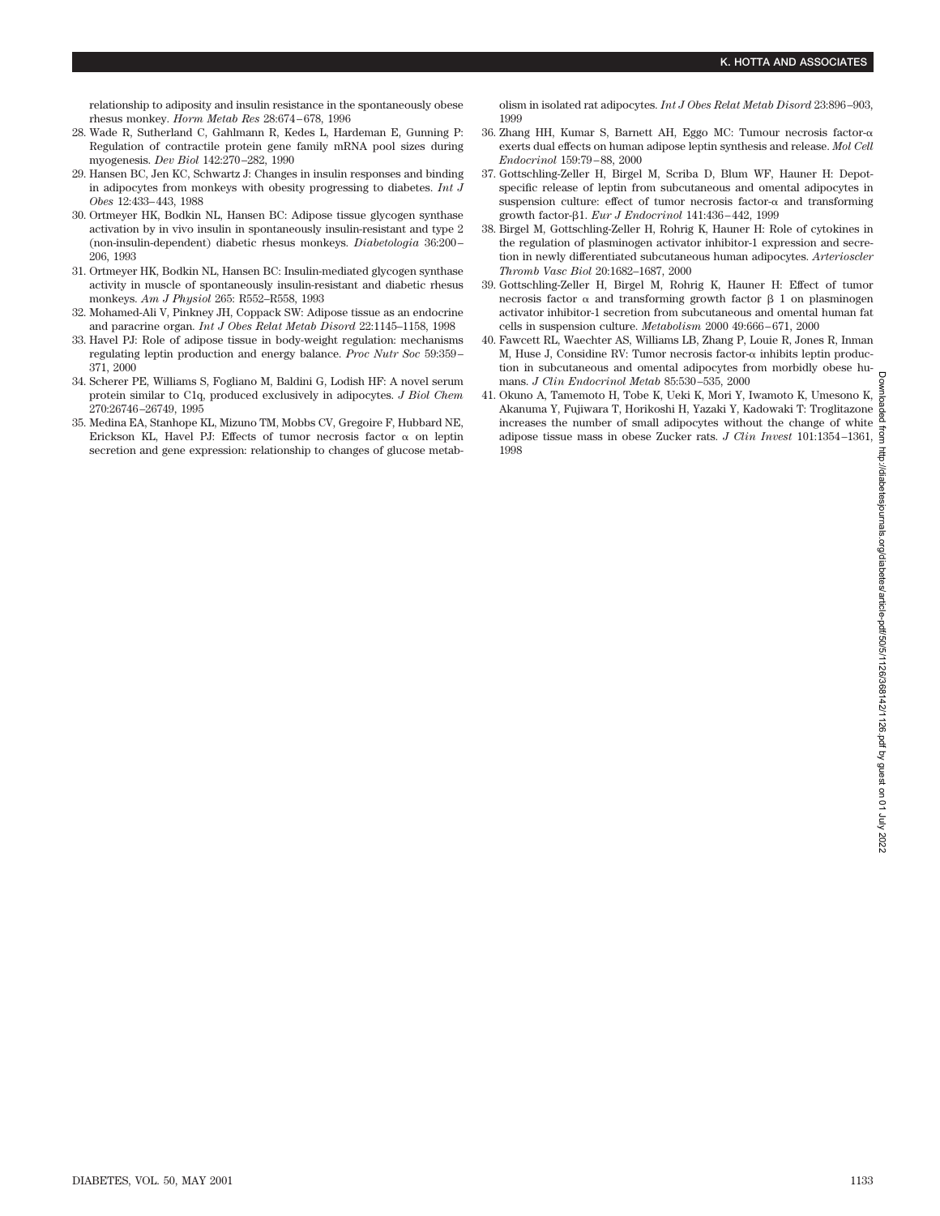relationship to adiposity and insulin resistance in the spontaneously obese rhesus monkey. *Horm Metab Res* 28:674–678, 1996

28. Wade R, Sutherland C, Gahlmann R, Kedes L, Hardeman E, Gunning P: Regulation of contractile protein gene family mRNA pool sizes during myogenesis. *Dev Biol* 142:270–282, 1990
29. Hansen BC, Jen KC, Schwartz J: Changes in insulin responses and binding in adipocytes from monkeys with obesity progressing to diabetes. *Int J Obes* 12:433–443, 1988
30. Ortmeyer HK, Bodkin NL, Hansen BC: Adipose tissue glycogen synthase activation by in vivo insulin in spontaneously insulin-resistant and type 2 (non-insulin-dependent) diabetic rhesus monkeys. *Diabetologia* 36:200–206, 1993
31. Ortmeyer HK, Bodkin NL, Hansen BC: Insulin-mediated glycogen synthase activity in muscle of spontaneously insulin-resistant and diabetic rhesus monkeys. *Am J Physiol* 265: R552–R558, 1993
32. Mohamed-Ali V, Pinkney JH, Coppack SW: Adipose tissue as an endocrine and paracrine organ. *Int J Obes Relat Metab Disord* 22:1145–1158, 1998
33. Havel PJ: Role of adipose tissue in body-weight regulation: mechanisms regulating leptin production and energy balance. *Proc Nutr Soc* 59:359–371, 2000
34. Scherer PE, Williams S, Fogliano M, Baldini G, Lodish HF: A novel serum protein similar to C1q, produced exclusively in adipocytes. *J Biol Chem* 270:26746–26749, 1995
35. Medina EA, Stanhope KL, Mizuno TM, Mobbs CV, Gregoire F, Hubbard NE, Erickson KL, Havel PJ: Effects of tumor necrosis factor α on leptin secretion and gene expression: relationship to changes of glucose metabolism in isolated rat adipocytes. *Int J Obes Relat Metab Disord* 23:896–903, 1999
36. Zhang HH, Kumar S, Barnett AH, Eggo MC: Tumour necrosis factor-α exerts dual effects on human adipose leptin synthesis and release. *Mol Cell Endocrinol* 159:79–88, 2000
37. Gottschling-Zeller H, Birgel M, Scriba D, Blum WF, Hauner H: Depot-specific release of leptin from subcutaneous and omental adipocytes in suspension culture: effect of tumor necrosis factor-α and transforming growth factor-β1. *Eur J Endocrinol* 141:436–442, 1999
38. Birgel M, Gottschling-Zeller H, Rohrig K, Hauner H: Role of cytokines in the regulation of plasminogen activator inhibitor-1 expression and secretion in newly differentiated subcutaneous human adipocytes. *Arterioscler Thromb Vasc Biol* 20:1682–1687, 2000
39. Gottschling-Zeller H, Birgel M, Rohrig K, Hauner H: Effect of tumor necrosis factor α and transforming growth factor β 1 on plasminogen activator inhibitor-1 secretion from subcutaneous and omental human fat cells in suspension culture. *Metabolism* 2000 49:666–671, 2000
40. Fawcett RL, Waechter AS, Williams LB, Zhang P, Louie R, Jones R, Inman M, Huse J, Considine RV: Tumor necrosis factor-α inhibits leptin production in subcutaneous and omental adipocytes from morbidly obese humans. *J Clin Endocrinol Metab* 85:530–535, 2000
41. Okuno A, Tamemoto H, Tobe K, Ueki K, Mori Y, Iwamoto K, Umesono K, Akanuma Y, Fujiwara T, Horikoshi H, Yazaki Y, Kadowaki T: Troglitazone increases the number of small adipocytes without the change of white adipose tissue mass in obese Zucker rats. *J Clin Invest* 101:1354–1361, 1998